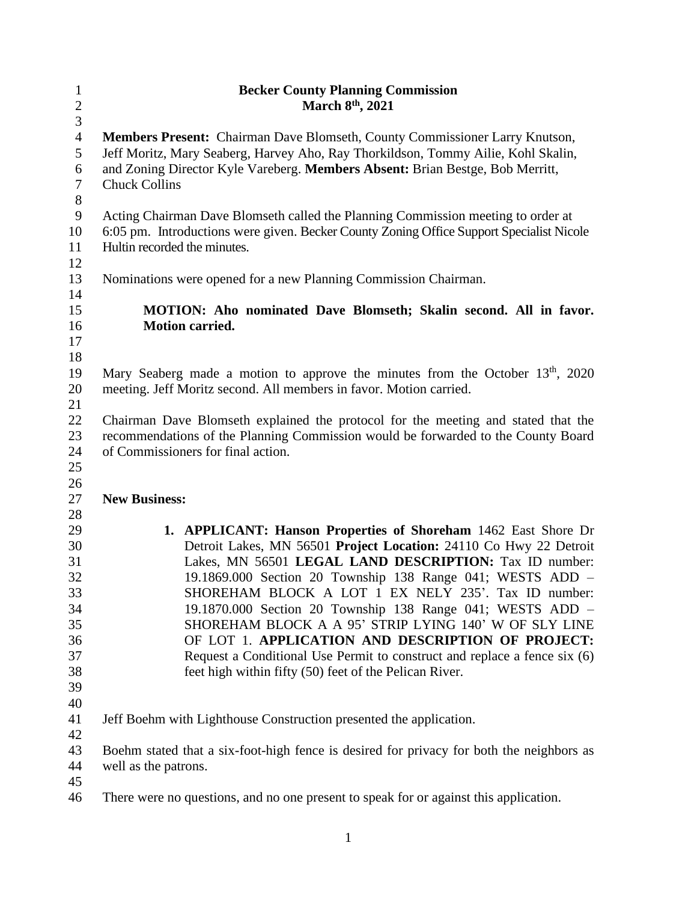**Becker County Planning Commission**
**March 8th, 2021**

**Members Present:** Chairman Dave Blomseth, County Commissioner Larry Knutson, Jeff Moritz, Mary Seaberg, Harvey Aho, Ray Thorkildson, Tommy Ailie, Kohl Skalin, and Zoning Director Kyle Vareberg. **Members Absent:** Brian Bestge, Bob Merritt, Chuck Collins

Acting Chairman Dave Blomseth called the Planning Commission meeting to order at 6:05 pm. Introductions were given. Becker County Zoning Office Support Specialist Nicole Hultin recorded the minutes.

Nominations were opened for a new Planning Commission Chairman.

> **MOTION: Aho nominated Dave Blomseth; Skalin second. All in favor. Motion carried.**

Mary Seaberg made a motion to approve the minutes from the October 13th, 2020 meeting. Jeff Moritz second. All members in favor. Motion carried.

Chairman Dave Blomseth explained the protocol for the meeting and stated that the recommendations of the Planning Commission would be forwarded to the County Board of Commissioners for final action.

**New Business:**

1. **APPLICANT: Hanson Properties of Shoreham** 1462 East Shore Dr Detroit Lakes, MN 56501 **Project Location:** 24110 Co Hwy 22 Detroit Lakes, MN 56501 **LEGAL LAND DESCRIPTION:** Tax ID number: 19.1869.000 Section 20 Township 138 Range 041; WESTS ADD – SHOREHAM BLOCK A LOT 1 EX NELY 235'. Tax ID number: 19.1870.000 Section 20 Township 138 Range 041; WESTS ADD – SHOREHAM BLOCK A A 95' STRIP LYING 140' W OF SLY LINE OF LOT 1. **APPLICATION AND DESCRIPTION OF PROJECT:** Request a Conditional Use Permit to construct and replace a fence six (6) feet high within fifty (50) feet of the Pelican River.

Jeff Boehm with Lighthouse Construction presented the application.

Boehm stated that a six-foot-high fence is desired for privacy for both the neighbors as well as the patrons.

There were no questions, and no one present to speak for or against this application.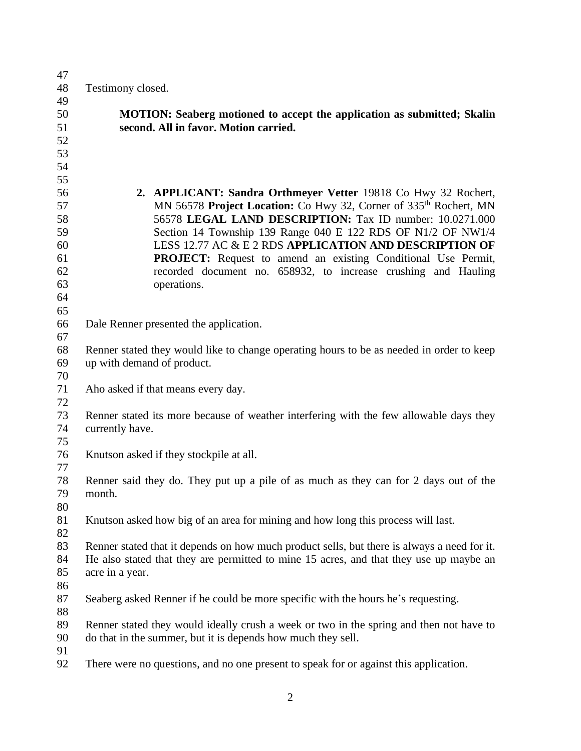Testimony closed.

**MOTION: Seaberg motioned to accept the application as submitted; Skalin second. All in favor. Motion carried.**

2. **APPLICANT: Sandra Orthmeyer Vetter** 19818 Co Hwy 32 Rochert, MN 56578 **Project Location:** Co Hwy 32, Corner of 335th Rochert, MN 56578 **LEGAL LAND DESCRIPTION:** Tax ID number: 10.0271.000 Section 14 Township 139 Range 040 E 122 RDS OF N1/2 OF NW1/4 LESS 12.77 AC & E 2 RDS **APPLICATION AND DESCRIPTION OF PROJECT:** Request to amend an existing Conditional Use Permit, recorded document no. 658932, to increase crushing and Hauling operations.

Dale Renner presented the application.

Renner stated they would like to change operating hours to be as needed in order to keep up with demand of product.

Aho asked if that means every day.

Renner stated its more because of weather interfering with the few allowable days they currently have.

Knutson asked if they stockpile at all.

Renner said they do. They put up a pile of as much as they can for 2 days out of the month.

Knutson asked how big of an area for mining and how long this process will last.

Renner stated that it depends on how much product sells, but there is always a need for it. He also stated that they are permitted to mine 15 acres, and that they use up maybe an acre in a year.

Seaberg asked Renner if he could be more specific with the hours he's requesting.

Renner stated they would ideally crush a week or two in the spring and then not have to do that in the summer, but it is depends how much they sell.

There were no questions, and no one present to speak for or against this application.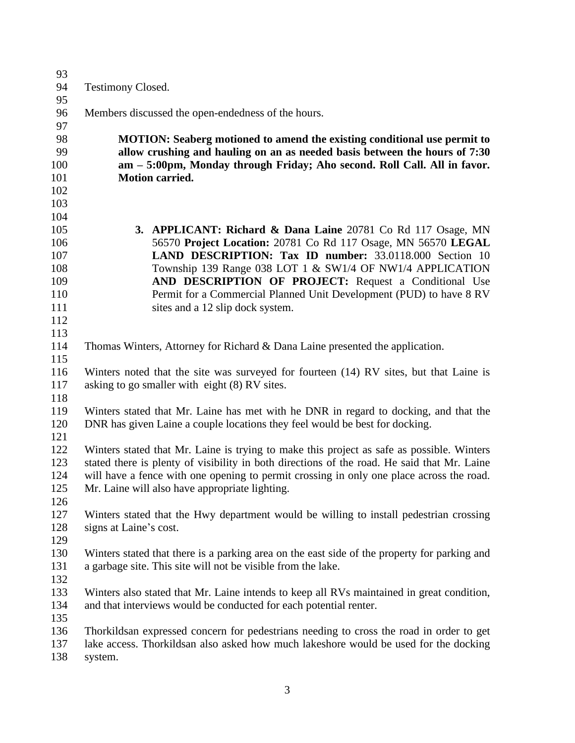Testimony Closed.

Members discussed the open-endedness of the hours.

> **MOTION: Seaberg motioned to amend the existing conditional use permit to allow crushing and hauling on an as needed basis between the hours of 7:30 am – 5:00pm, Monday through Friday; Aho second. Roll Call. All in favor. Motion carried.**

3. **APPLICANT: Richard & Dana Laine** 20781 Co Rd 117 Osage, MN 56570 **Project Location:** 20781 Co Rd 117 Osage, MN 56570 **LEGAL LAND DESCRIPTION: Tax ID number:** 33.0118.000 Section 10 Township 139 Range 038 LOT 1 & SW1/4 OF NW1/4 APPLICATION **AND DESCRIPTION OF PROJECT:** Request a Conditional Use Permit for a Commercial Planned Unit Development (PUD) to have 8 RV sites and a 12 slip dock system.

Thomas Winters, Attorney for Richard & Dana Laine presented the application.

Winters noted that the site was surveyed for fourteen (14) RV sites, but that Laine is asking to go smaller with eight (8) RV sites.

Winters stated that Mr. Laine has met with he DNR in regard to docking, and that the DNR has given Laine a couple locations they feel would be best for docking.

Winters stated that Mr. Laine is trying to make this project as safe as possible. Winters stated there is plenty of visibility in both directions of the road. He said that Mr. Laine will have a fence with one opening to permit crossing in only one place across the road. Mr. Laine will also have appropriate lighting.

Winters stated that the Hwy department would be willing to install pedestrian crossing signs at Laine's cost.

Winters stated that there is a parking area on the east side of the property for parking and a garbage site. This site will not be visible from the lake.

Winters also stated that Mr. Laine intends to keep all RVs maintained in great condition, and that interviews would be conducted for each potential renter.

Thorkildsan expressed concern for pedestrians needing to cross the road in order to get lake access. Thorkildsan also asked how much lakeshore would be used for the docking system.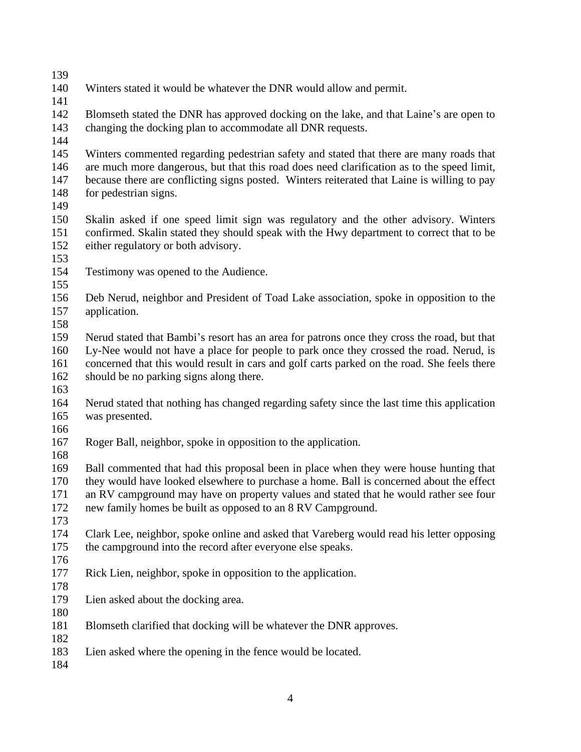Winters stated it would be whatever the DNR would allow and permit.

Blomseth stated the DNR has approved docking on the lake, and that Laine's are open to changing the docking plan to accommodate all DNR requests.

Winters commented regarding pedestrian safety and stated that there are many roads that are much more dangerous, but that this road does need clarification as to the speed limit, because there are conflicting signs posted. Winters reiterated that Laine is willing to pay for pedestrian signs.

Skalin asked if one speed limit sign was regulatory and the other advisory. Winters confirmed. Skalin stated they should speak with the Hwy department to correct that to be either regulatory or both advisory.

Testimony was opened to the Audience.

Deb Nerud, neighbor and President of Toad Lake association, spoke in opposition to the application.

Nerud stated that Bambi's resort has an area for patrons once they cross the road, but that Ly-Nee would not have a place for people to park once they crossed the road. Nerud, is concerned that this would result in cars and golf carts parked on the road. She feels there should be no parking signs along there.

Nerud stated that nothing has changed regarding safety since the last time this application was presented.

Roger Ball, neighbor, spoke in opposition to the application.

Ball commented that had this proposal been in place when they were house hunting that they would have looked elsewhere to purchase a home. Ball is concerned about the effect an RV campground may have on property values and stated that he would rather see four new family homes be built as opposed to an 8 RV Campground.

Clark Lee, neighbor, spoke online and asked that Vareberg would read his letter opposing the campground into the record after everyone else speaks.

Rick Lien, neighbor, spoke in opposition to the application.

Lien asked about the docking area.

Blomseth clarified that docking will be whatever the DNR approves.

Lien asked where the opening in the fence would be located.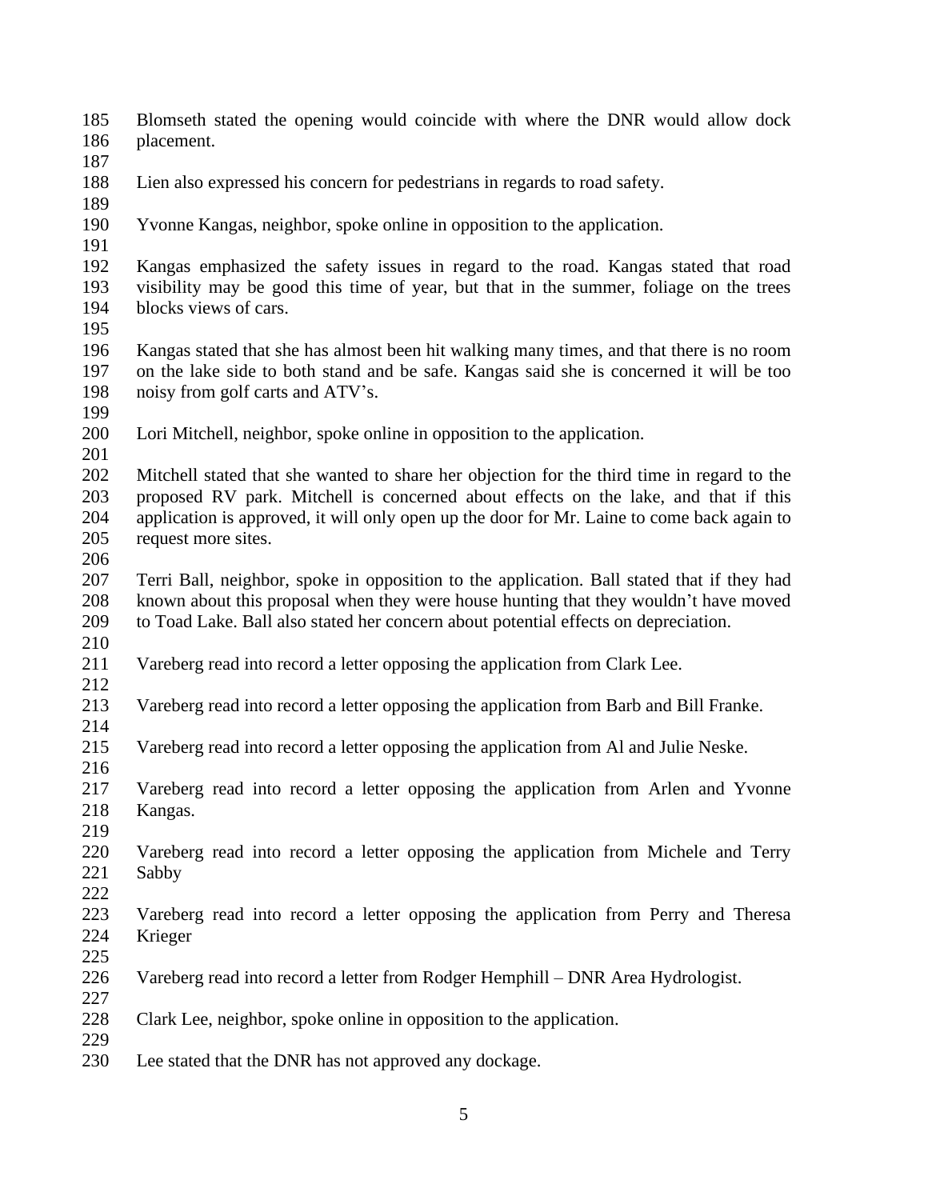Blomseth stated the opening would coincide with where the DNR would allow dock placement.

Lien also expressed his concern for pedestrians in regards to road safety.

Yvonne Kangas, neighbor, spoke online in opposition to the application.

Kangas emphasized the safety issues in regard to the road. Kangas stated that road visibility may be good this time of year, but that in the summer, foliage on the trees blocks views of cars.

Kangas stated that she has almost been hit walking many times, and that there is no room on the lake side to both stand and be safe. Kangas said she is concerned it will be too noisy from golf carts and ATV's.

Lori Mitchell, neighbor, spoke online in opposition to the application.

Mitchell stated that she wanted to share her objection for the third time in regard to the proposed RV park. Mitchell is concerned about effects on the lake, and that if this application is approved, it will only open up the door for Mr. Laine to come back again to request more sites.

Terri Ball, neighbor, spoke in opposition to the application. Ball stated that if they had known about this proposal when they were house hunting that they wouldn't have moved to Toad Lake. Ball also stated her concern about potential effects on depreciation.

Vareberg read into record a letter opposing the application from Clark Lee.

Vareberg read into record a letter opposing the application from Barb and Bill Franke.

Vareberg read into record a letter opposing the application from Al and Julie Neske.

Vareberg read into record a letter opposing the application from Arlen and Yvonne Kangas.

Vareberg read into record a letter opposing the application from Michele and Terry Sabby

Vareberg read into record a letter opposing the application from Perry and Theresa Krieger

Vareberg read into record a letter from Rodger Hemphill – DNR Area Hydrologist.

Clark Lee, neighbor, spoke online in opposition to the application.

Lee stated that the DNR has not approved any dockage.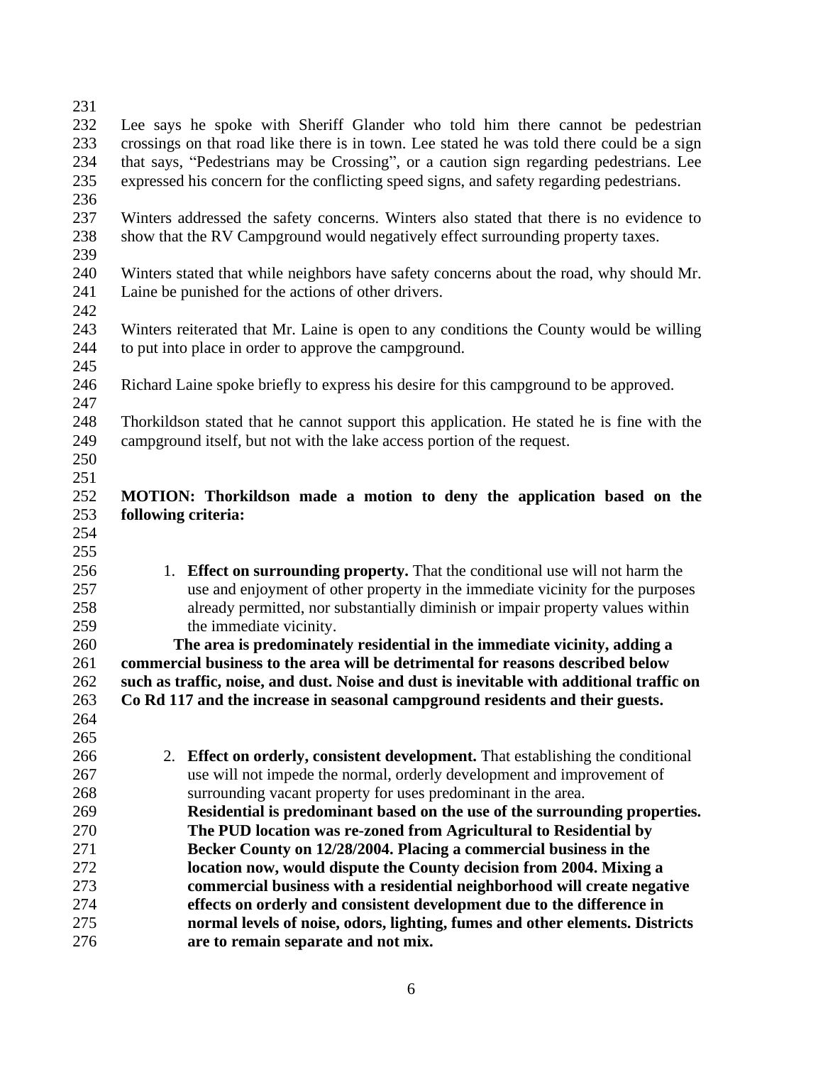Lee says he spoke with Sheriff Glander who told him there cannot be pedestrian crossings on that road like there is in town. Lee stated he was told there could be a sign that says, "Pedestrians may be Crossing", or a caution sign regarding pedestrians. Lee expressed his concern for the conflicting speed signs, and safety regarding pedestrians.

Winters addressed the safety concerns. Winters also stated that there is no evidence to show that the RV Campground would negatively effect surrounding property taxes.

Winters stated that while neighbors have safety concerns about the road, why should Mr. Laine be punished for the actions of other drivers.

Winters reiterated that Mr. Laine is open to any conditions the County would be willing to put into place in order to approve the campground.

Richard Laine spoke briefly to express his desire for this campground to be approved.

Thorkildson stated that he cannot support this application. He stated he is fine with the campground itself, but not with the lake access portion of the request.

**MOTION: Thorkildson made a motion to deny the application based on the following criteria:**

1. **Effect on surrounding property.** That the conditional use will not harm the use and enjoyment of other property in the immediate vicinity for the purposes already permitted, nor substantially diminish or impair property values within the immediate vicinity.

**The area is predominately residential in the immediate vicinity, adding a commercial business to the area will be detrimental for reasons described below such as traffic, noise, and dust. Noise and dust is inevitable with additional traffic on Co Rd 117 and the increase in seasonal campground residents and their guests.**

2. **Effect on orderly, consistent development.** That establishing the conditional use will not impede the normal, orderly development and improvement of surrounding vacant property for uses predominant in the area.
**Residential is predominant based on the use of the surrounding properties. The PUD location was re-zoned from Agricultural to Residential by Becker County on 12/28/2004. Placing a commercial business in the location now, would dispute the County decision from 2004. Mixing a commercial business with a residential neighborhood will create negative effects on orderly and consistent development due to the difference in normal levels of noise, odors, lighting, fumes and other elements. Districts are to remain separate and not mix.**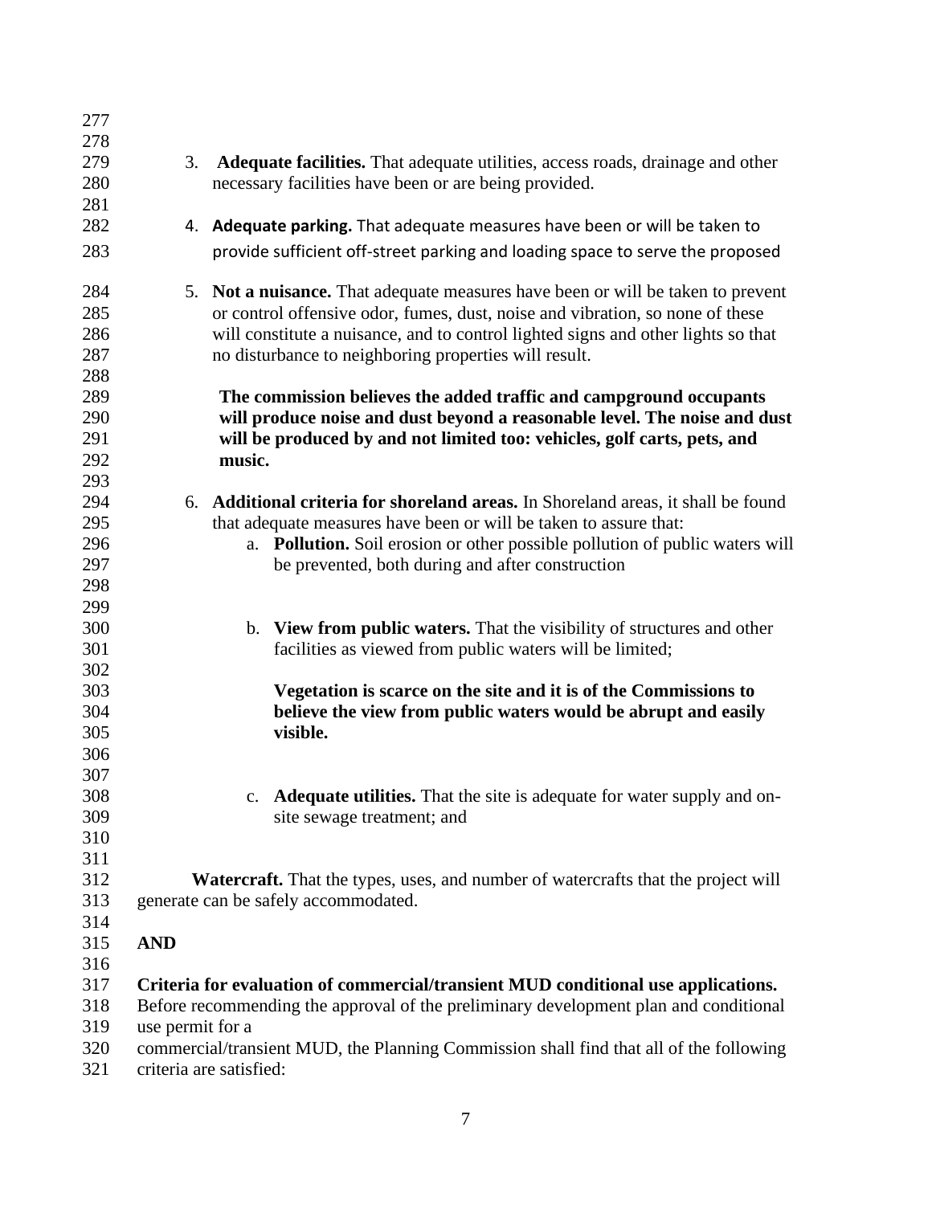3. **Adequate facilities.** That adequate utilities, access roads, drainage and other necessary facilities have been or are being provided.

4. **Adequate parking.** That adequate measures have been or will be taken to provide sufficient off-street parking and loading space to serve the proposed

5. **Not a nuisance.** That adequate measures have been or will be taken to prevent or control offensive odor, fumes, dust, noise and vibration, so none of these will constitute a nuisance, and to control lighted signs and other lights so that no disturbance to neighboring properties will result.

   **The commission believes the added traffic and campground occupants will produce noise and dust beyond a reasonable level. The noise and dust will be produced by and not limited too: vehicles, golf carts, pets, and music.**

6. **Additional criteria for shoreland areas.** In Shoreland areas, it shall be found that adequate measures have been or will be taken to assure that:
   a. **Pollution.** Soil erosion or other possible pollution of public waters will be prevented, both during and after construction

   b. **View from public waters.** That the visibility of structures and other facilities as viewed from public waters will be limited;

      **Vegetation is scarce on the site and it is of the Commissions to believe the view from public waters would be abrupt and easily visible.**

   c. **Adequate utilities.** That the site is adequate for water supply and on-site sewage treatment; and

**Watercraft.** That the types, uses, and number of watercrafts that the project will generate can be safely accommodated.

**AND**

**Criteria for evaluation of commercial/transient MUD conditional use applications.** Before recommending the approval of the preliminary development plan and conditional use permit for a commercial/transient MUD, the Planning Commission shall find that all of the following criteria are satisfied: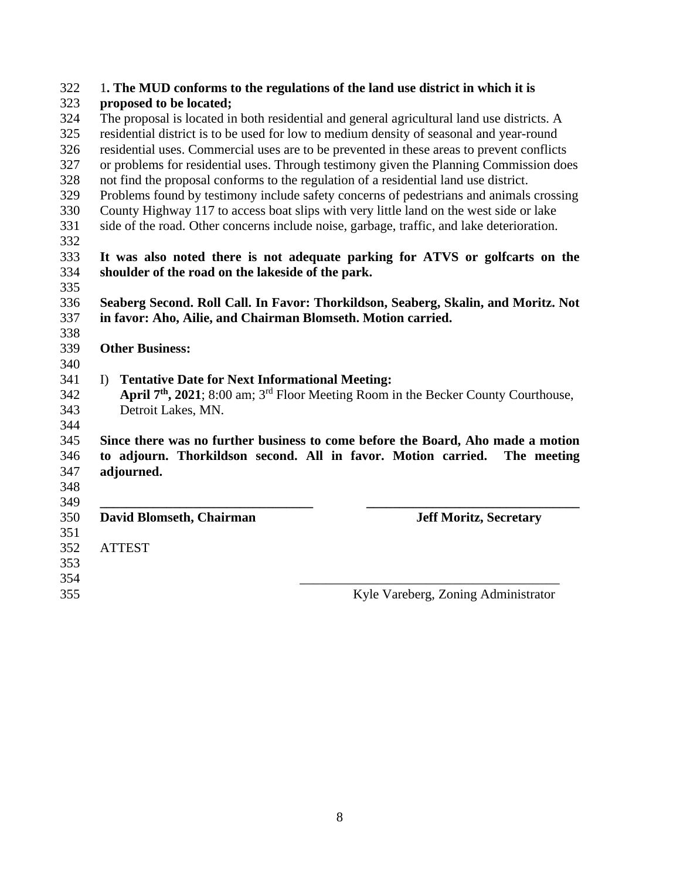1**. The MUD conforms to the regulations of the land use district in which it is proposed to be located;**

The proposal is located in both residential and general agricultural land use districts. A residential district is to be used for low to medium density of seasonal and year-round residential uses. Commercial uses are to be prevented in these areas to prevent conflicts or problems for residential uses. Through testimony given the Planning Commission does not find the proposal conforms to the regulation of a residential land use district. Problems found by testimony include safety concerns of pedestrians and animals crossing County Highway 117 to access boat slips with very little land on the west side or lake side of the road. Other concerns include noise, garbage, traffic, and lake deterioration.

**It was also noted there is not adequate parking for ATVS or golfcarts on the shoulder of the road on the lakeside of the park.**

**Seaberg Second. Roll Call. In Favor: Thorkildson, Seaberg, Skalin, and Moritz. Not in favor: Aho, Ailie, and Chairman Blomseth. Motion carried.**

**Other Business:**

I) **Tentative Date for Next Informational Meeting:**
**April 7th, 2021**; 8:00 am; 3rd Floor Meeting Room in the Becker County Courthouse, Detroit Lakes, MN.

**Since there was no further business to come before the Board, Aho made a motion to adjourn. Thorkildson second. All in favor. Motion carried. The meeting adjourned.**

\_\_\_\_\_\_\_\_\_\_\_\_\_\_\_\_\_\_\_\_\_\_\_\_\_\_\_\_\_\_ \_\_\_\_\_\_\_\_\_\_\_\_\_\_\_\_\_\_\_\_\_\_\_\_\_\_\_\_\_\_

**David Blomseth, Chairman** **Jeff Moritz, Secretary**

ATTEST

\_\_\_\_\_\_\_\_\_\_\_\_\_\_\_\_\_\_\_\_\_\_\_\_\_\_\_\_\_\_\_\_\_\_\_\_

Kyle Vareberg, Zoning Administrator